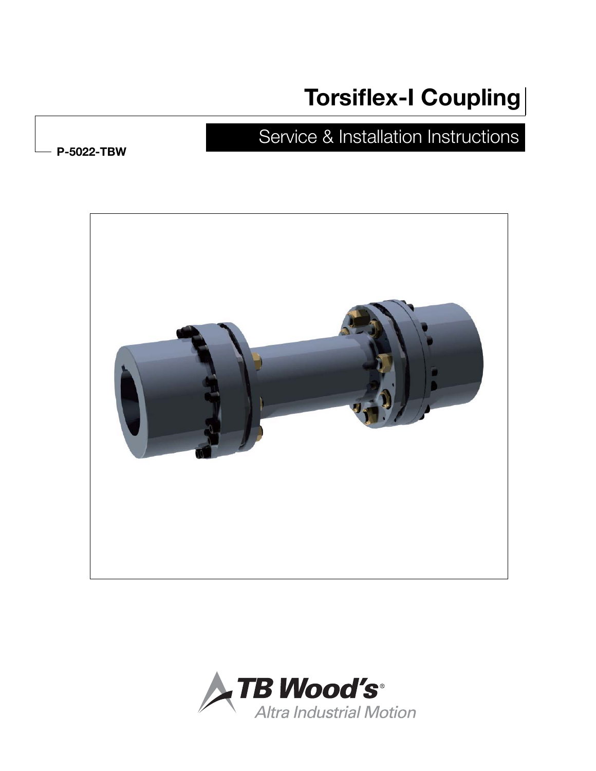# Torsiflex-I Coupling

## Service & Installation Instructions

**P-5022-TBW**

TB Wood's®
Altra Industrial Motion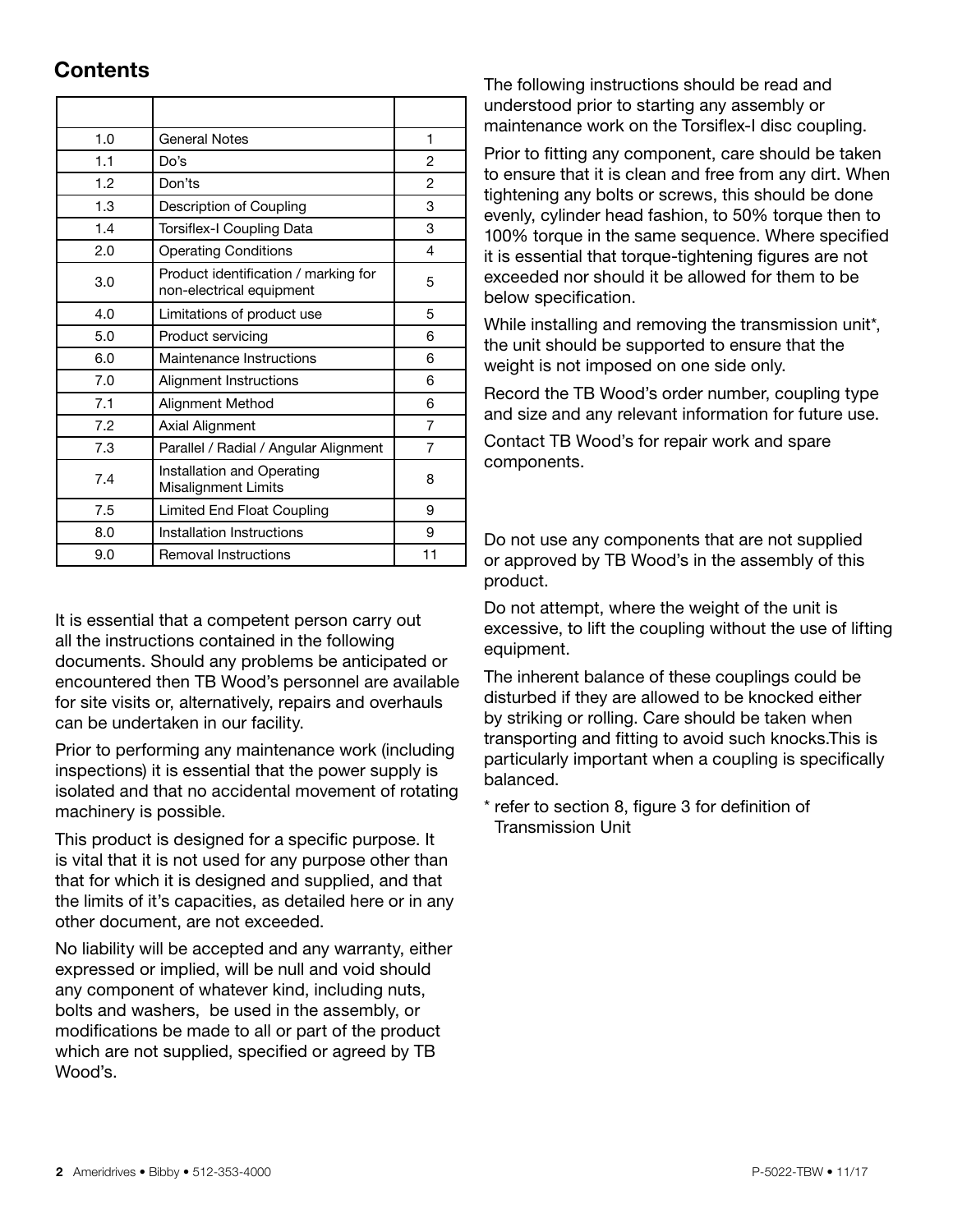## Contents

| | | |
|---|---|---|
| 1.0 | General Notes | 1 |
| 1.1 | Do's | 2 |
| 1.2 | Don'ts | 2 |
| 1.3 | Description of Coupling | 3 |
| 1.4 | Torsiflex-I Coupling Data | 3 |
| 2.0 | Operating Conditions | 4 |
| 3.0 | Product identification / marking for non-electrical equipment | 5 |
| 4.0 | Limitations of product use | 5 |
| 5.0 | Product servicing | 6 |
| 6.0 | Maintenance Instructions | 6 |
| 7.0 | Alignment Instructions | 6 |
| 7.1 | Alignment Method | 6 |
| 7.2 | Axial Alignment | 7 |
| 7.3 | Parallel / Radial / Angular Alignment | 7 |
| 7.4 | Installation and Operating Misalignment Limits | 8 |
| 7.5 | Limited End Float Coupling | 9 |
| 8.0 | Installation Instructions | 9 |
| 9.0 | Removal Instructions | 11 |

It is essential that a competent person carry out all the instructions contained in the following documents. Should any problems be anticipated or encountered then TB Wood's personnel are available for site visits or, alternatively, repairs and overhauls can be undertaken in our facility.

Prior to performing any maintenance work (including inspections) it is essential that the power supply is isolated and that no accidental movement of rotating machinery is possible.

This product is designed for a specific purpose. It is vital that it is not used for any purpose other than that for which it is designed and supplied, and that the limits of it's capacities, as detailed here or in any other document, are not exceeded.

No liability will be accepted and any warranty, either expressed or implied, will be null and void should any component of whatever kind, including nuts, bolts and washers, be used in the assembly, or modifications be made to all or part of the product which are not supplied, specified or agreed by TB Wood's.

The following instructions should be read and understood prior to starting any assembly or maintenance work on the Torsiflex-I disc coupling.

Prior to fitting any component, care should be taken to ensure that it is clean and free from any dirt. When tightening any bolts or screws, this should be done evenly, cylinder head fashion, to 50% torque then to 100% torque in the same sequence. Where specified it is essential that torque-tightening figures are not exceeded nor should it be allowed for them to be below specification.

While installing and removing the transmission unit*, the unit should be supported to ensure that the weight is not imposed on one side only.

Record the TB Wood's order number, coupling type and size and any relevant information for future use.

Contact TB Wood's for repair work and spare components.

Do not use any components that are not supplied or approved by TB Wood's in the assembly of this product.

Do not attempt, where the weight of the unit is excessive, to lift the coupling without the use of lifting equipment.

The inherent balance of these couplings could be disturbed if they are allowed to be knocked either by striking or rolling. Care should be taken when transporting and fitting to avoid such knocks.This is particularly important when a coupling is specifically balanced.

* refer to section 8, figure 3 for definition of Transmission Unit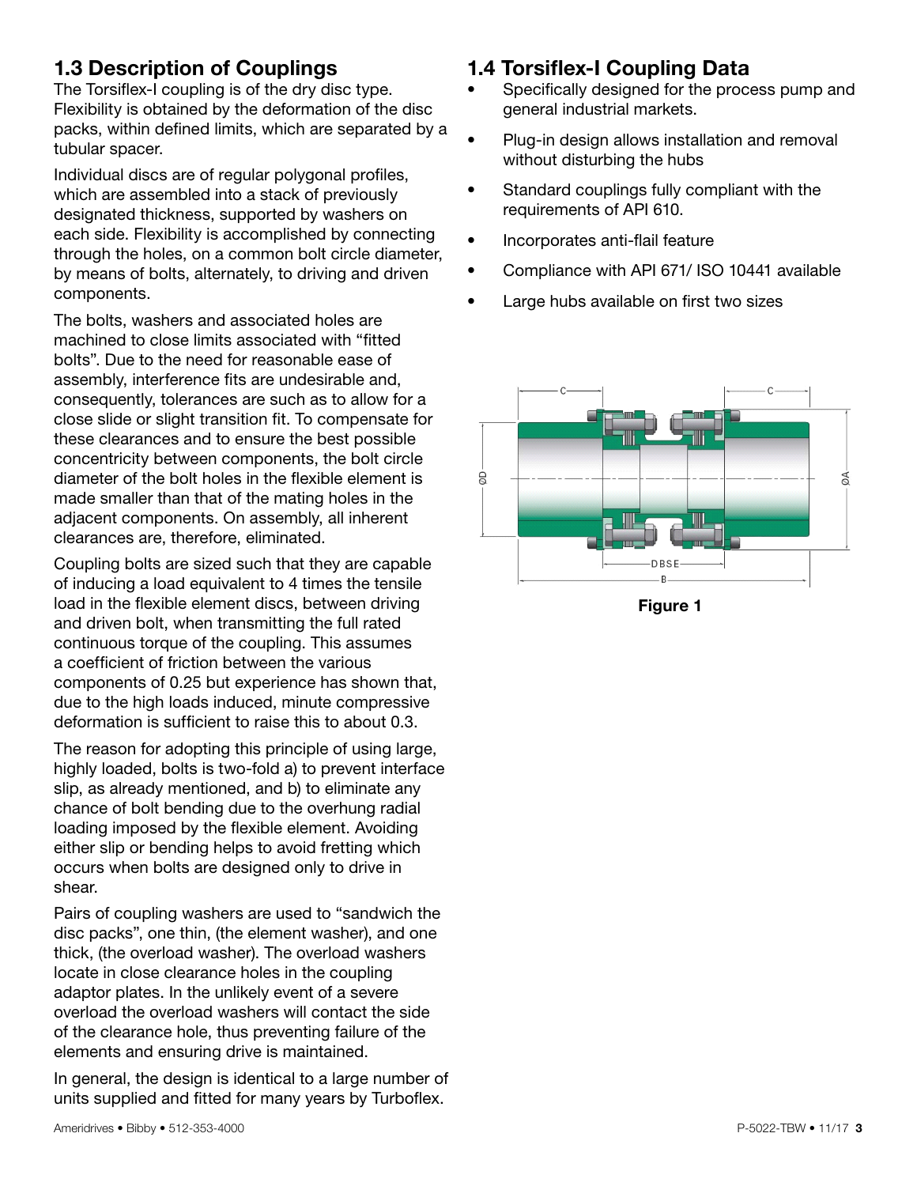## 1.3 Description of Couplings

The Torsiflex-I coupling is of the dry disc type. Flexibility is obtained by the deformation of the disc packs, within defined limits, which are separated by a tubular spacer.

Individual discs are of regular polygonal profiles, which are assembled into a stack of previously designated thickness, supported by washers on each side. Flexibility is accomplished by connecting through the holes, on a common bolt circle diameter, by means of bolts, alternately, to driving and driven components.

The bolts, washers and associated holes are machined to close limits associated with "fitted bolts". Due to the need for reasonable ease of assembly, interference fits are undesirable and, consequently, tolerances are such as to allow for a close slide or slight transition fit. To compensate for these clearances and to ensure the best possible concentricity between components, the bolt circle diameter of the bolt holes in the flexible element is made smaller than that of the mating holes in the adjacent components. On assembly, all inherent clearances are, therefore, eliminated.

Coupling bolts are sized such that they are capable of inducing a load equivalent to 4 times the tensile load in the flexible element discs, between driving and driven bolt, when transmitting the full rated continuous torque of the coupling. This assumes a coefficient of friction between the various components of 0.25 but experience has shown that, due to the high loads induced, minute compressive deformation is sufficient to raise this to about 0.3.

The reason for adopting this principle of using large, highly loaded, bolts is two-fold a) to prevent interface slip, as already mentioned, and b) to eliminate any chance of bolt bending due to the overhung radial loading imposed by the flexible element. Avoiding either slip or bending helps to avoid fretting which occurs when bolts are designed only to drive in shear.

Pairs of coupling washers are used to "sandwich the disc packs", one thin, (the element washer), and one thick, (the overload washer). The overload washers locate in close clearance holes in the coupling adaptor plates. In the unlikely event of a severe overload the overload washers will contact the side of the clearance hole, thus preventing failure of the elements and ensuring drive is maintained.

In general, the design is identical to a large number of units supplied and fitted for many years by Turboflex.

## 1.4 Torsiflex-I Coupling Data

- Specifically designed for the process pump and general industrial markets.
- Plug-in design allows installation and removal without disturbing the hubs
- Standard couplings fully compliant with the requirements of API 610.
- Incorporates anti-flail feature
- Compliance with API 671/ ISO 10441 available
- Large hubs available on first two sizes

**Figure 1**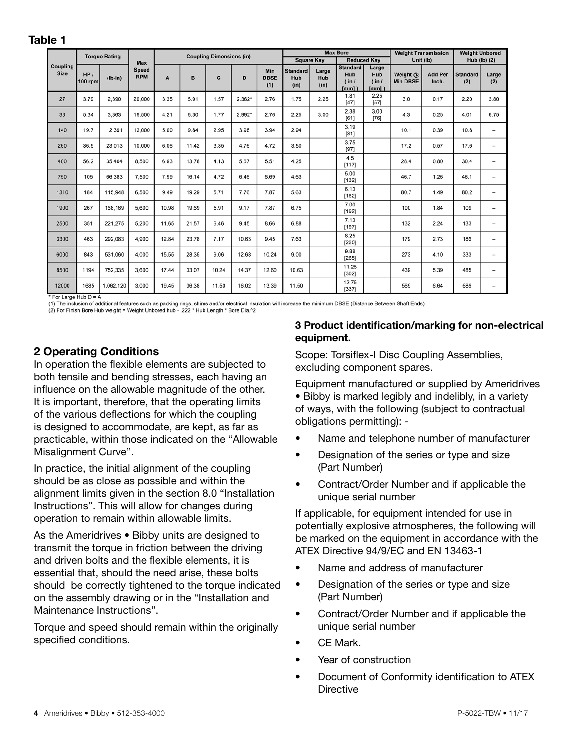**Table 1**

| Coupling Size | Torque Rating | | Max Speed RPM | Coupling Dimensions (in) | | | | | Max Bore | | | | Weight Transmission Unit (lb) | | Weight Unbored Hub (lb) (2) | |
|---|---|---|---|---|---|---|---|---|---|---|---|---|---|---|---|---|
| | | | | | | | | | Square Key | | Reduced Key | | | | | |
| | HP / 100 rpm | (lb-in) | | A | B | C | D | Min DBSE (1) | Standard Hub (in) | Large Hub (in) | Standard Hub ( in / [mm] ) | Large Hub ( in / [mm] ) | Weight @ Min DBSE | Add Per Inch. | Standard (2) | Large (2) |
| 27 | 3.79 | 2,390 | 20,000 | 3.35 | 5.91 | 1.57 | 2.362* | 2.76 | 1.75 | 2.25 | 1.81 [47] | 2.25 [57] | 3.0 | 0.17 | 2.20 | 3.80 |
| 38 | 5.34 | 3,363 | 16,500 | 4.21 | 6.30 | 1.77 | 2.992* | 2.76 | 2.25 | 3.00 | 2.38 [61] | 3.00 [76] | 4.3 | 0.25 | 4.01 | 6.75 |
| 140 | 19.7 | 12,391 | 12,000 | 5.00 | 9.84 | 2.95 | 3.98 | 3.94 | 2.94 | | 3.19 [81] | | 10.1 | 0.39 | 10.8 | – |
| 260 | 36.5 | 23,013 | 10,000 | 6.06 | 11.42 | 3.35 | 4.76 | 4.72 | 3.50 | | 3.75 [97] | | 17.2 | 0.57 | 17.6 | – |
| 400 | 56.2 | 35,404 | 8,500 | 6.93 | 13.78 | 4.13 | 5.67 | 5.51 | 4.25 | | 4.5 [117] | | 28.4 | 0.80 | 30.4 | – |
| 750 | 105 | 66,383 | 7,500 | 7.99 | 16.14 | 4.72 | 6.46 | 6.69 | 4.63 | | 5.00 [132] | | 46.7 | 1.26 | 46.1 | – |
| 1310 | 184 | 115,948 | 6,500 | 9.49 | 19.29 | 5.71 | 7.76 | 7.87 | 5.63 | | 6.13 [162] | | 80.7 | 1.49 | 80.2 | – |
| 1900 | 267 | 168,169 | 5,600 | 10.98 | 19.69 | 5.91 | 9.17 | 7.87 | 6.75 | | 7.00 [192] | | 100 | 1.84 | 109 | – |
| 2500 | 351 | 221,275 | 5,200 | 11.65 | 21.57 | 6.46 | 9.45 | 8.66 | 6.88 | | 7.13 [197] | | 132 | 2.24 | 133 | – |
| 3300 | 463 | 292,083 | 4,900 | 12.84 | 23.78 | 7.17 | 10.63 | 9.45 | 7.63 | | 8.25 [220] | | 179 | 2.73 | 186 | – |
| 6000 | 843 | 531,060 | 4,000 | 15.55 | 28.35 | 9.06 | 12.68 | 10.24 | 9.00 | | 9.88 [265] | | 273 | 4.10 | 333 | – |
| 8500 | 1194 | 752,335 | 3,600 | 17.44 | 33.07 | 10.24 | 14.37 | 12.60 | 10.63 | | 11.25 [302] | | 439 | 5.39 | 485 | – |
| 12000 | 1685 | 1,062,120 | 3,000 | 19.45 | 36.38 | 11.50 | 16.02 | 13.39 | 11.50 | | 12.75 [337] | | 569 | 6.64 | 686 | – |

\* For Large Hub D = A

(1) The inclusion of additional features such as packing rings, shims and/or electrical insulation will increase the minimum DBSE (Distance Between Shaft Ends)

(2) For Finish Bore Hub weight = Weight Unbored hub - .222 * Hub Length * Bore Dia.^2

## 2 Operating Conditions

In operation the flexible elements are subjected to both tensile and bending stresses, each having an influence on the allowable magnitude of the other. It is important, therefore, that the operating limits of the various deflections for which the coupling is designed to accommodate, are kept, as far as practicable, within those indicated on the "Allowable Misalignment Curve".

In practice, the initial alignment of the coupling should be as close as possible and within the alignment limits given in the section 8.0 "Installation Instructions". This will allow for changes during operation to remain within allowable limits.

As the Ameridrives • Bibby units are designed to transmit the torque in friction between the driving and driven bolts and the flexible elements, it is essential that, should the need arise, these bolts should be correctly tightened to the torque indicated on the assembly drawing or in the "Installation and Maintenance Instructions".

Torque and speed should remain within the originally specified conditions.

## 3 Product identification/marking for non-electrical equipment.

Scope: Torsiflex-I Disc Coupling Assemblies, excluding component spares.

Equipment manufactured or supplied by Ameridrives • Bibby is marked legibly and indelibly, in a variety of ways, with the following (subject to contractual obligations permitting): -

- Name and telephone number of manufacturer
- Designation of the series or type and size (Part Number)
- Contract/Order Number and if applicable the unique serial number

If applicable, for equipment intended for use in potentially explosive atmospheres, the following will be marked on the equipment in accordance with the ATEX Directive 94/9/EC and EN 13463-1

- Name and address of manufacturer
- Designation of the series or type and size (Part Number)
- Contract/Order Number and if applicable the unique serial number
- CE Mark.
- Year of construction
- Document of Conformity identification to ATEX Directive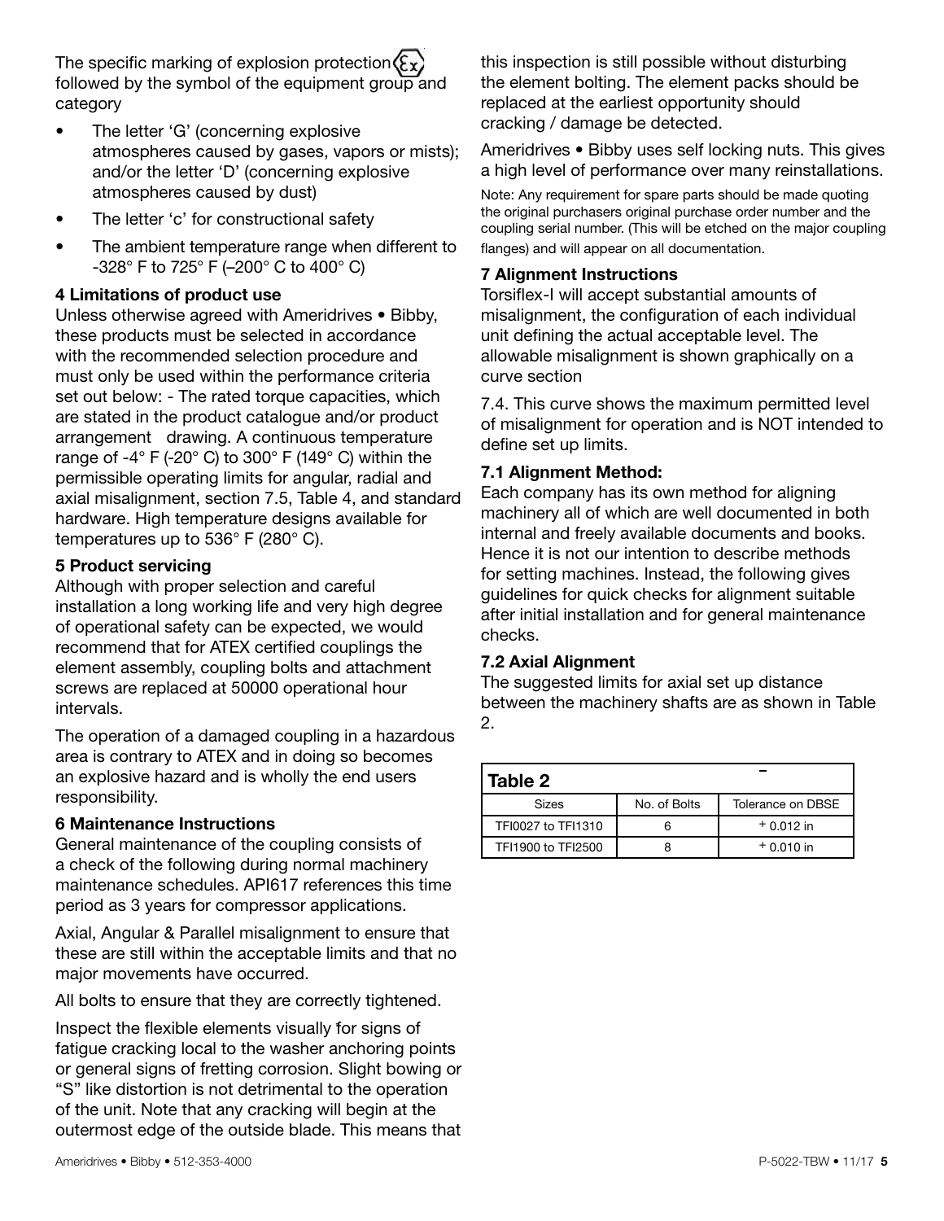The specific marking of explosion protection ⟨Ex⟩ followed by the symbol of the equipment group and category

- The letter 'G' (concerning explosive atmospheres caused by gases, vapors or mists); and/or the letter 'D' (concerning explosive atmospheres caused by dust)
- The letter 'c' for constructional safety
- The ambient temperature range when different to -328° F to 725° F (–200° C to 400° C)

### 4 Limitations of product use

Unless otherwise agreed with Ameridrives • Bibby, these products must be selected in accordance with the recommended selection procedure and must only be used within the performance criteria set out below: - The rated torque capacities, which are stated in the product catalogue and/or product arrangement drawing. A continuous temperature range of -4° F (-20° C) to 300° F (149° C) within the permissible operating limits for angular, radial and axial misalignment, section 7.5, Table 4, and standard hardware. High temperature designs available for temperatures up to 536° F (280° C).

### 5 Product servicing

Although with proper selection and careful installation a long working life and very high degree of operational safety can be expected, we would recommend that for ATEX certified couplings the element assembly, coupling bolts and attachment screws are replaced at 50000 operational hour intervals.

The operation of a damaged coupling in a hazardous area is contrary to ATEX and in doing so becomes an explosive hazard and is wholly the end users responsibility.

### 6 Maintenance Instructions

General maintenance of the coupling consists of a check of the following during normal machinery maintenance schedules. API617 references this time period as 3 years for compressor applications.

Axial, Angular & Parallel misalignment to ensure that these are still within the acceptable limits and that no major movements have occurred.

All bolts to ensure that they are correctly tightened.

Inspect the flexible elements visually for signs of fatigue cracking local to the washer anchoring points or general signs of fretting corrosion. Slight bowing or "S" like distortion is not detrimental to the operation of the unit. Note that any cracking will begin at the outermost edge of the outside blade. This means that this inspection is still possible without disturbing the element bolting. The element packs should be replaced at the earliest opportunity should cracking / damage be detected.

Ameridrives • Bibby uses self locking nuts. This gives a high level of performance over many reinstallations.

Note: Any requirement for spare parts should be made quoting the original purchasers original purchase order number and the coupling serial number. (This will be etched on the major coupling flanges) and will appear on all documentation.

### 7 Alignment Instructions

Torsiflex-I will accept substantial amounts of misalignment, the configuration of each individual unit defining the actual acceptable level. The allowable misalignment is shown graphically on a curve section

7.4. This curve shows the maximum permitted level of misalignment for operation and is NOT intended to define set up limits.

### 7.1 Alignment Method:

Each company has its own method for aligning machinery all of which are well documented in both internal and freely available documents and books. Hence it is not our intention to describe methods for setting machines. Instead, the following gives guidelines for quick checks for alignment suitable after initial installation and for general maintenance checks.

### 7.2 Axial Alignment

The suggested limits for axial set up distance between the machinery shafts are as shown in Table 2.

**Table 2**

| Sizes | No. of Bolts | Tolerance on DBSE |
|---|---|---|
| TFI0027 to TFI1310 | 6 | ± 0.012 in |
| TFI1900 to TFI2500 | 8 | ± 0.010 in |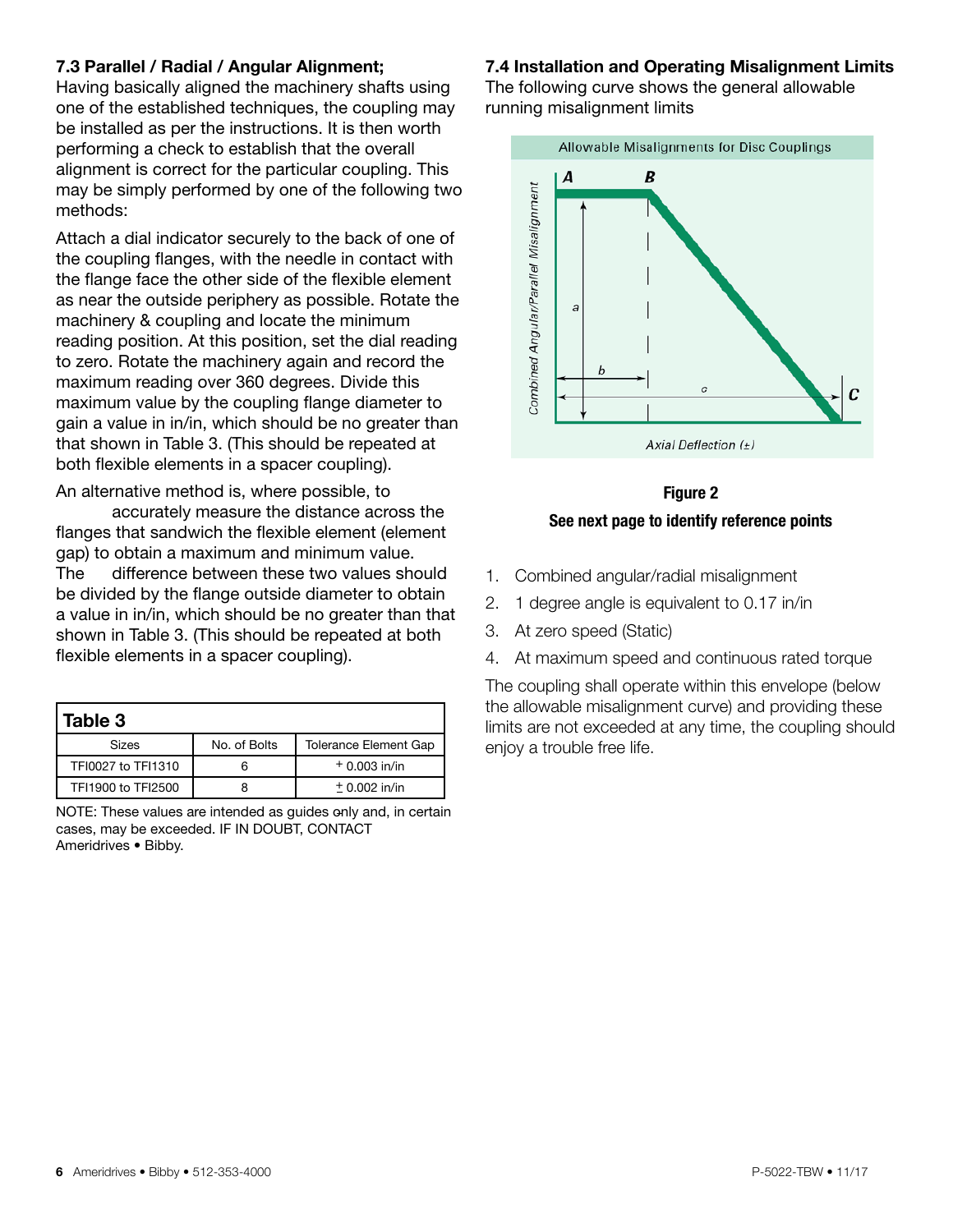### 7.3 Parallel / Radial / Angular Alignment;

Having basically aligned the machinery shafts using one of the established techniques, the coupling may be installed as per the instructions. It is then worth performing a check to establish that the overall alignment is correct for the particular coupling. This may be simply performed by one of the following two methods:

Attach a dial indicator securely to the back of one of the coupling flanges, with the needle in contact with the flange face the other side of the flexible element as near the outside periphery as possible. Rotate the machinery & coupling and locate the minimum reading position. At this position, set the dial reading to zero. Rotate the machinery again and record the maximum reading over 360 degrees. Divide this maximum value by the coupling flange diameter to gain a value in in/in, which should be no greater than that shown in Table 3. (This should be repeated at both flexible elements in a spacer coupling).

An alternative method is, where possible, to accurately measure the distance across the flanges that sandwich the flexible element (element gap) to obtain a maximum and minimum value. The difference between these two values should be divided by the flange outside diameter to obtain a value in in/in, which should be no greater than that shown in Table 3. (This should be repeated at both flexible elements in a spacer coupling).

**Table 3**

| Sizes | No. of Bolts | Tolerance Element Gap |
|---|---|---|
| TFI0027 to TFI1310 | 6 | + 0.003 in/in |
| TFI1900 to TFI2500 | 8 | ± 0.002 in/in |

NOTE: These values are intended as guides only and, in certain cases, may be exceeded. IF IN DOUBT, CONTACT Ameridrives • Bibby.

### 7.4 Installation and Operating Misalignment Limits

The following curve shows the general allowable running misalignment limits

Allowable Misalignments for Disc Couplings

**Figure 2**

**See next page to identify reference points**

1. Combined angular/radial misalignment
2. 1 degree angle is equivalent to 0.17 in/in
3. At zero speed (Static)
4. At maximum speed and continuous rated torque

The coupling shall operate within this envelope (below the allowable misalignment curve) and providing these limits are not exceeded at any time, the coupling should enjoy a trouble free life.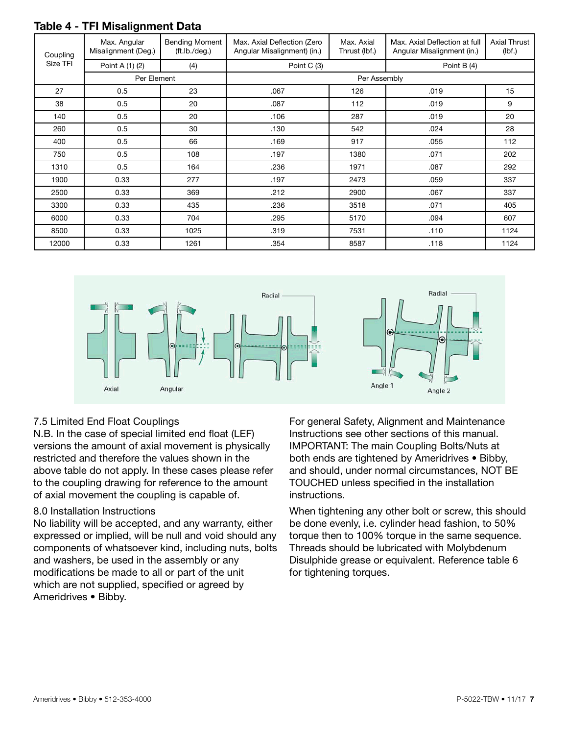### Table 4 - TFI Misalignment Data

| Coupling Size TFI | Max. Angular Misalignment (Deg.) | Bending Moment (ft.lb./deg.) | Max. Axial Deflection (Zero Angular Misalignment) (in.) | Max. Axial Thrust (lbf.) | Max. Axial Deflection at full Angular Misalignment (in.) | Axial Thrust (lbf.) |
|---|---|---|---|---|---|---|
| | Point A (1) (2) | (4) | Point C (3) | | Point B (4) | |
| | Per Element | | Per Assembly | | | |
| 27 | 0.5 | 23 | .067 | 126 | .019 | 15 |
| 38 | 0.5 | 20 | .087 | 112 | .019 | 9 |
| 140 | 0.5 | 20 | .106 | 287 | .019 | 20 |
| 260 | 0.5 | 30 | .130 | 542 | .024 | 28 |
| 400 | 0.5 | 66 | .169 | 917 | .055 | 112 |
| 750 | 0.5 | 108 | .197 | 1380 | .071 | 202 |
| 1310 | 0.5 | 164 | .236 | 1971 | .087 | 292 |
| 1900 | 0.33 | 277 | .197 | 2473 | .059 | 337 |
| 2500 | 0.33 | 369 | .212 | 2900 | .067 | 337 |
| 3300 | 0.33 | 435 | .236 | 3518 | .071 | 405 |
| 6000 | 0.33 | 704 | .295 | 5170 | .094 | 607 |
| 8500 | 0.33 | 1025 | .319 | 7531 | .110 | 1124 |
| 12000 | 0.33 | 1261 | .354 | 8587 | .118 | 1124 |

Axial   Angular   Radial   Radial   Angle 1   Angle 2

7.5 Limited End Float Couplings

N.B. In the case of special limited end float (LEF) versions the amount of axial movement is physically restricted and therefore the values shown in the above table do not apply. In these cases please refer to the coupling drawing for reference to the amount of axial movement the coupling is capable of.

8.0 Installation Instructions

No liability will be accepted, and any warranty, either expressed or implied, will be null and void should any components of whatsoever kind, including nuts, bolts and washers, be used in the assembly or any modifications be made to all or part of the unit which are not supplied, specified or agreed by Ameridrives • Bibby.

For general Safety, Alignment and Maintenance Instructions see other sections of this manual. IMPORTANT: The main Coupling Bolts/Nuts at both ends are tightened by Ameridrives • Bibby, and should, under normal circumstances, NOT BE TOUCHED unless specified in the installation instructions.

When tightening any other bolt or screw, this should be done evenly, i.e. cylinder head fashion, to 50% torque then to 100% torque in the same sequence. Threads should be lubricated with Molybdenum Disulphide grease or equivalent. Reference table 6 for tightening torques.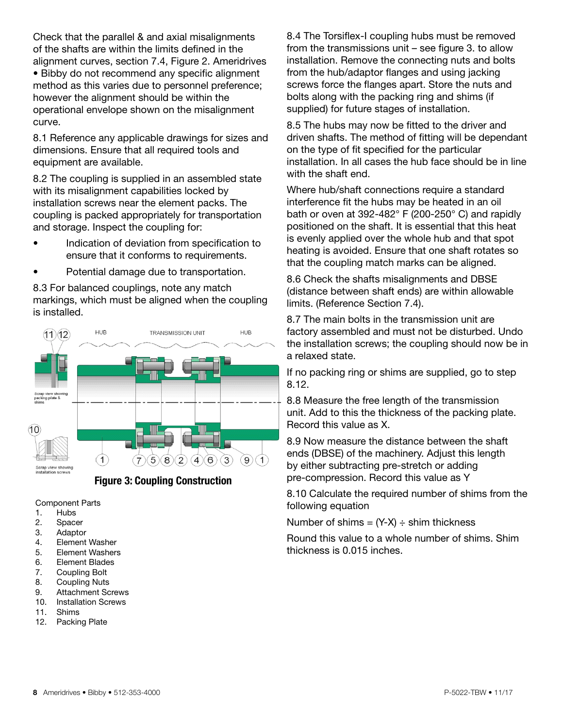Check that the parallel & and axial misalignments of the shafts are within the limits defined in the alignment curves, section 7.4, Figure 2. Ameridrives • Bibby do not recommend any specific alignment method as this varies due to personnel preference; however the alignment should be within the operational envelope shown on the misalignment curve.

8.1 Reference any applicable drawings for sizes and dimensions. Ensure that all required tools and equipment are available.

8.2 The coupling is supplied in an assembled state with its misalignment capabilities locked by installation screws near the element packs. The coupling is packed appropriately for transportation and storage. Inspect the coupling for:

- Indication of deviation from specification to ensure that it conforms to requirements.
- Potential damage due to transportation.

8.3 For balanced couplings, note any match markings, which must be aligned when the coupling is installed.

**Figure 3: Coupling Construction**

Component Parts

1. Hubs
2. Spacer
3. Adaptor
4. Element Washer
5. Element Washers
6. Element Blades
7. Coupling Bolt
8. Coupling Nuts
9. Attachment Screws
10. Installation Screws
11. Shims
12. Packing Plate

8.4 The Torsiflex-I coupling hubs must be removed from the transmissions unit – see figure 3. to allow installation. Remove the connecting nuts and bolts from the hub/adaptor flanges and using jacking screws force the flanges apart. Store the nuts and bolts along with the packing ring and shims (if supplied) for future stages of installation.

8.5 The hubs may now be fitted to the driver and driven shafts. The method of fitting will be dependant on the type of fit specified for the particular installation. In all cases the hub face should be in line with the shaft end.

Where hub/shaft connections require a standard interference fit the hubs may be heated in an oil bath or oven at 392-482° F (200-250° C) and rapidly positioned on the shaft. It is essential that this heat is evenly applied over the whole hub and that spot heating is avoided. Ensure that one shaft rotates so that the coupling match marks can be aligned.

8.6 Check the shafts misalignments and DBSE (distance between shaft ends) are within allowable limits. (Reference Section 7.4).

8.7 The main bolts in the transmission unit are factory assembled and must not be disturbed. Undo the installation screws; the coupling should now be in a relaxed state.

If no packing ring or shims are supplied, go to step 8.12.

8.8 Measure the free length of the transmission unit. Add to this the thickness of the packing plate. Record this value as X.

8.9 Now measure the distance between the shaft ends (DBSE) of the machinery. Adjust this length by either subtracting pre-stretch or adding pre-compression. Record this value as Y

8.10 Calculate the required number of shims from the following equation

Number of shims = (Y-X) ÷ shim thickness

Round this value to a whole number of shims. Shim thickness is 0.015 inches.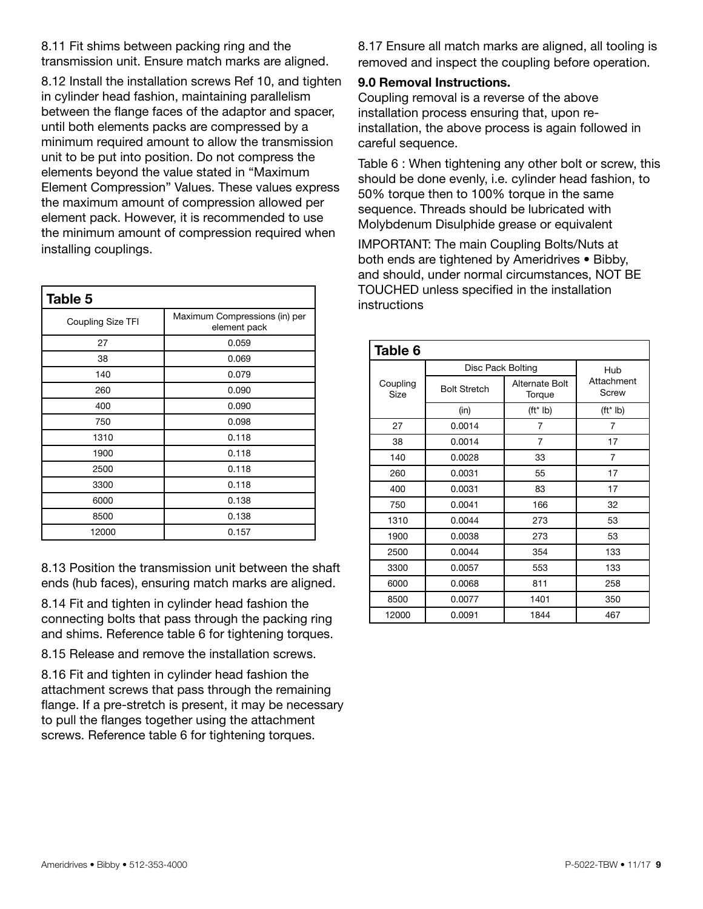8.11 Fit shims between packing ring and the transmission unit. Ensure match marks are aligned.

8.12 Install the installation screws Ref 10, and tighten in cylinder head fashion, maintaining parallelism between the flange faces of the adaptor and spacer, until both elements packs are compressed by a minimum required amount to allow the transmission unit to be put into position. Do not compress the elements beyond the value stated in "Maximum Element Compression" Values. These values express the maximum amount of compression allowed per element pack. However, it is recommended to use the minimum amount of compression required when installing couplings.

**Table 5**

| Coupling Size TFI | Maximum Compressions (in) per element pack |
|---|---|
| 27 | 0.059 |
| 38 | 0.069 |
| 140 | 0.079 |
| 260 | 0.090 |
| 400 | 0.090 |
| 750 | 0.098 |
| 1310 | 0.118 |
| 1900 | 0.118 |
| 2500 | 0.118 |
| 3300 | 0.118 |
| 6000 | 0.138 |
| 8500 | 0.138 |
| 12000 | 0.157 |

8.13 Position the transmission unit between the shaft ends (hub faces), ensuring match marks are aligned.

8.14 Fit and tighten in cylinder head fashion the connecting bolts that pass through the packing ring and shims. Reference table 6 for tightening torques.

8.15 Release and remove the installation screws.

8.16 Fit and tighten in cylinder head fashion the attachment screws that pass through the remaining flange. If a pre-stretch is present, it may be necessary to pull the flanges together using the attachment screws. Reference table 6 for tightening torques.

8.17 Ensure all match marks are aligned, all tooling is removed and inspect the coupling before operation.

**9.0 Removal Instructions.**

Coupling removal is a reverse of the above installation process ensuring that, upon re-installation, the above process is again followed in careful sequence.

Table 6 : When tightening any other bolt or screw, this should be done evenly, i.e. cylinder head fashion, to 50% torque then to 100% torque in the same sequence. Threads should be lubricated with Molybdenum Disulphide grease or equivalent

IMPORTANT: The main Coupling Bolts/Nuts at both ends are tightened by Ameridrives • Bibby, and should, under normal circumstances, NOT BE TOUCHED unless specified in the installation instructions

**Table 6**

| Coupling Size | Disc Pack Bolting | | Hub Attachment Screw |
|---|---|---|---|
| | Bolt Stretch | Alternate Bolt Torque | |
| | (in) | (ft* lb) | (ft* lb) |
| 27 | 0.0014 | 7 | 7 |
| 38 | 0.0014 | 7 | 17 |
| 140 | 0.0028 | 33 | 7 |
| 260 | 0.0031 | 55 | 17 |
| 400 | 0.0031 | 83 | 17 |
| 750 | 0.0041 | 166 | 32 |
| 1310 | 0.0044 | 273 | 53 |
| 1900 | 0.0038 | 273 | 53 |
| 2500 | 0.0044 | 354 | 133 |
| 3300 | 0.0057 | 553 | 133 |
| 6000 | 0.0068 | 811 | 258 |
| 8500 | 0.0077 | 1401 | 350 |
| 12000 | 0.0091 | 1844 | 467 |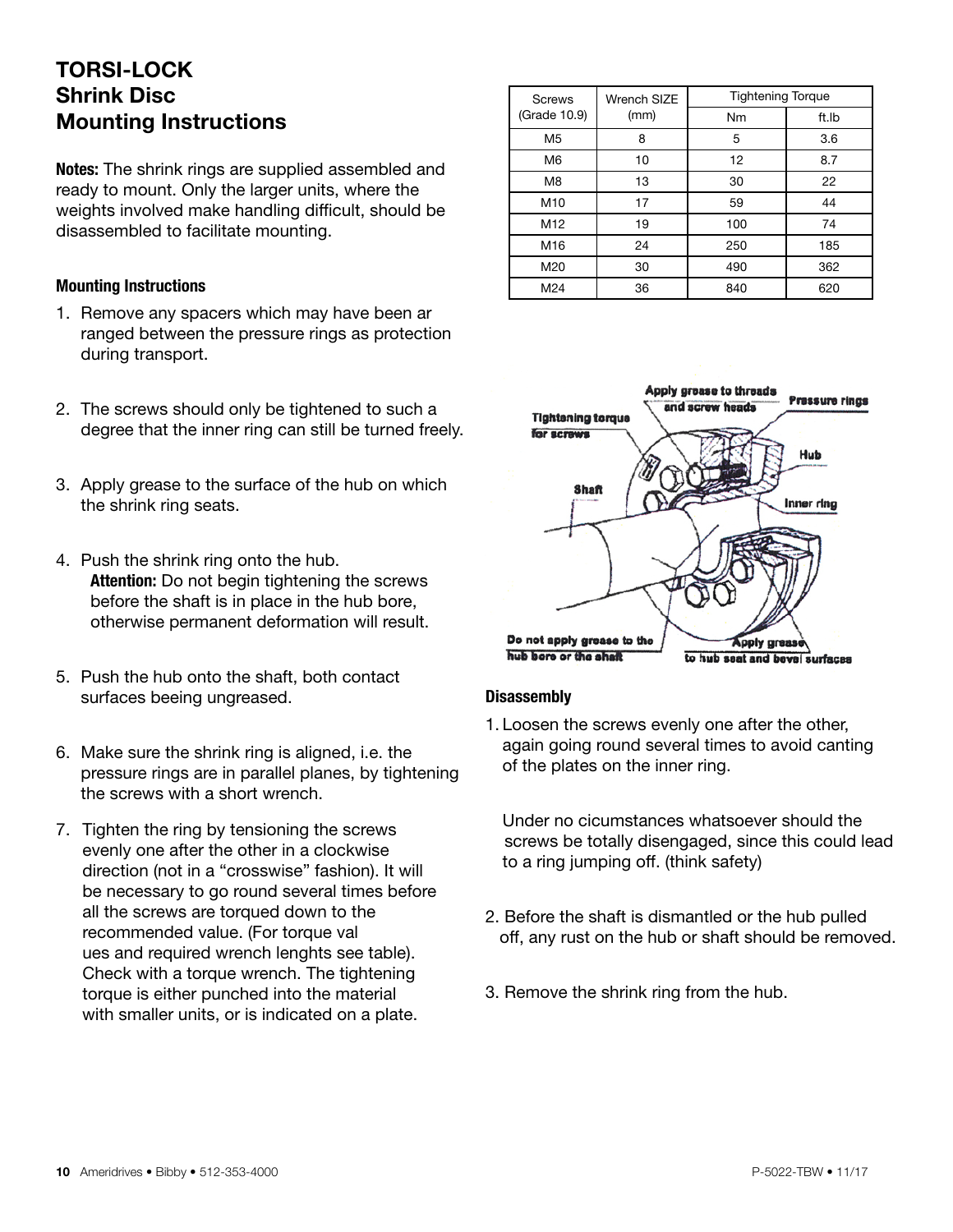# TORSI-LOCK Shrink Disc Mounting Instructions

**Notes:** The shrink rings are supplied assembled and ready to mount. Only the larger units, where the weights involved make handling difficult, should be disassembled to facilitate mounting.

### Mounting Instructions

1. Remove any spacers which may have been ar ranged between the pressure rings as protection during transport.

2. The screws should only be tightened to such a degree that the inner ring can still be turned freely.

3. Apply grease to the surface of the hub on which the shrink ring seats.

4. Push the shrink ring onto the hub.
   **Attention:** Do not begin tightening the screws before the shaft is in place in the hub bore, otherwise permanent deformation will result.

5. Push the hub onto the shaft, both contact surfaces beeing ungreased.

6. Make sure the shrink ring is aligned, i.e. the pressure rings are in parallel planes, by tightening the screws with a short wrench.

7. Tighten the ring by tensioning the screws evenly one after the other in a clockwise direction (not in a "crosswise" fashion). It will be necessary to go round several times before all the screws are torqued down to the recommended value. (For torque val ues and required wrench lenghts see table). Check with a torque wrench. The tightening torque is either punched into the material with smaller units, or is indicated on a plate.

| Screws (Grade 10.9) | Wrench SIZE (mm) | Tightening Torque | |
|---|---|---|---|
| | | Nm | ft.lb |
| M5 | 8 | 5 | 3.6 |
| M6 | 10 | 12 | 8.7 |
| M8 | 13 | 30 | 22 |
| M10 | 17 | 59 | 44 |
| M12 | 19 | 100 | 74 |
| M16 | 24 | 250 | 185 |
| M20 | 30 | 490 | 362 |
| M24 | 36 | 840 | 620 |

Apply grease to threads and screw heads

Pressure rings

Tightening torque for screws

Hub

Shaft

Inner ring

Do not apply grease to the hub bore or the shaft

Apply grease to hub seat and bevel surfaces

### Disassembly

1. Loosen the screws evenly one after the other, again going round several times to avoid canting of the plates on the inner ring.

   Under no cicumstances whatsoever should the screws be totally disengaged, since this could lead to a ring jumping off. (think safety)

2. Before the shaft is dismantled or the hub pulled off, any rust on the hub or shaft should be removed.

3. Remove the shrink ring from the hub.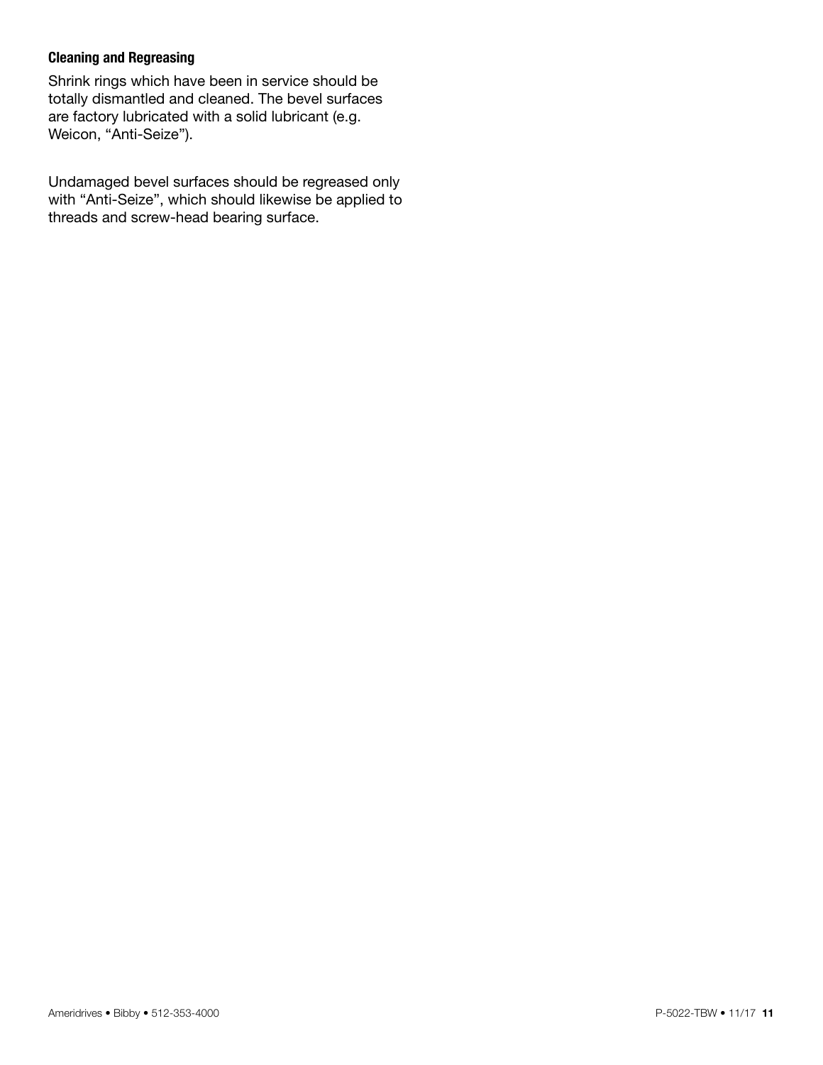### Cleaning and Regreasing

Shrink rings which have been in service should be totally dismantled and cleaned. The bevel surfaces are factory lubricated with a solid lubricant (e.g. Weicon, "Anti-Seize").

Undamaged bevel surfaces should be regreased only with "Anti-Seize", which should likewise be applied to threads and screw-head bearing surface.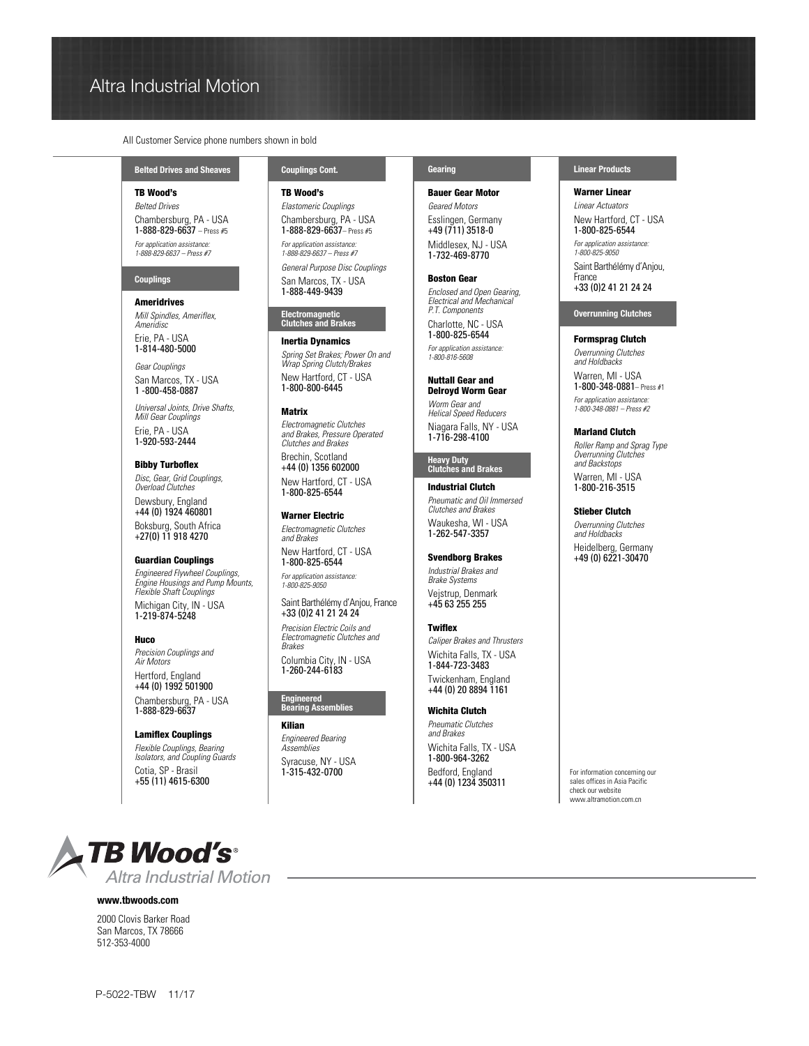# Altra Industrial Motion

All Customer Service phone numbers shown in bold

## Belted Drives and Sheaves

### TB Wood's

*Belted Drives*

Chambersburg, PA - USA
**1-888-829-6637** – Press #5

*For application assistance: 1-888-829-6637 – Press #7*

## Couplings

### Ameridrives

*Mill Spindles, Ameriflex, Ameridisc*

Erie, PA - USA
**1-814-480-5000**

*Gear Couplings*

San Marcos, TX - USA
**1 -800-458-0887**

*Universal Joints, Drive Shafts, Mill Gear Couplings*

Erie, PA - USA
**1-920-593-2444**

### Bibby Turboflex

*Disc, Gear, Grid Couplings, Overload Clutches*

Dewsbury, England
**+44 (0) 1924 460801**

Boksburg, South Africa
**+27(0) 11 918 4270**

### Guardian Couplings

*Engineered Flywheel Couplings, Engine Housings and Pump Mounts, Flexible Shaft Couplings*

Michigan City, IN - USA
**1-219-874-5248**

### Huco

*Precision Couplings and Air Motors*

Hertford, England
**+44 (0) 1992 501900**

Chambersburg, PA - USA
**1-888-829-6637**

### Lamiflex Couplings

*Flexible Couplings, Bearing Isolators, and Coupling Guards*

Cotia, SP - Brasil
**+55 (11) 4615-6300**

## Couplings Cont.

### TB Wood's

*Elastomeric Couplings*

Chambersburg, PA - USA
**1-888-829-6637**– Press #5

*For application assistance: 1-888-829-6637 – Press #7*

*General Purpose Disc Couplings*

San Marcos, TX - USA
**1-888-449-9439**

## Electromagnetic Clutches and Brakes

### Inertia Dynamics

*Spring Set Brakes; Power On and Wrap Spring Clutch/Brakes*

New Hartford, CT - USA
**1-800-800-6445**

### Matrix

*Electromagnetic Clutches and Brakes, Pressure Operated Clutches and Brakes*

Brechin, Scotland
**+44 (0) 1356 602000**

New Hartford, CT - USA
**1-800-825-6544**

### Warner Electric

*Electromagnetic Clutches and Brakes*

New Hartford, CT - USA
**1-800-825-6544**

*For application assistance: 1-800-825-9050*

Saint Barthélémy d'Anjou, France
**+33 (0)2 41 21 24 24**

*Precision Electric Coils and Electromagnetic Clutches and Brakes*

Columbia City, IN - USA
**1-260-244-6183**

## Engineered Bearing Assemblies

### Kilian

*Engineered Bearing Assemblies*

Syracuse, NY - USA
**1-315-432-0700**

## Gearing

### Bauer Gear Motor

*Geared Motors*

Esslingen, Germany
**+49 (711) 3518-0**

Middlesex, NJ - USA
**1-732-469-8770**

### Boston Gear

*Enclosed and Open Gearing, Electrical and Mechanical P.T. Components*

Charlotte, NC - USA
**1-800-825-6544**

*For application assistance: 1-800-816-5608*

### Nuttall Gear and Delroyd Worm Gear

*Worm Gear and Helical Speed Reducers*

Niagara Falls, NY - USA
**1-716-298-4100**

## Heavy Duty Clutches and Brakes

### Industrial Clutch

*Pneumatic and Oil Immersed Clutches and Brakes*

Waukesha, WI - USA
**1-262-547-3357**

### Svendborg Brakes

*Industrial Brakes and Brake Systems*

Vejstrup, Denmark
**+45 63 255 255**

### Twiflex

*Caliper Brakes and Thrusters*

Wichita Falls, TX - USA
**1-844-723-3483**

Twickenham, England
**+44 (0) 20 8894 1161**

### Wichita Clutch

*Pneumatic Clutches and Brakes*

Wichita Falls, TX - USA
**1-800-964-3262**

Bedford, England
**+44 (0) 1234 350311**

## Linear Products

### Warner Linear

*Linear Actuators*

New Hartford, CT - USA
**1-800-825-6544**

*For application assistance: 1-800-825-9050*

Saint Barthélémy d'Anjou, France
**+33 (0)2 41 21 24 24**

## Overrunning Clutches

### Formsprag Clutch

*Overrunning Clutches and Holdbacks*

Warren, MI - USA
**1-800-348-0881**– Press #1

*For application assistance: 1-800-348-0881 – Press #2*

### Marland Clutch

*Roller Ramp and Sprag Type Overrunning Clutches and Backstops*

Warren, MI - USA
**1-800-216-3515**

### Stieber Clutch

*Overrunning Clutches and Holdbacks*

Heidelberg, Germany
**+49 (0) 6221-30470**

For information concerning our sales offices in Asia Pacific check our website www.altramotion.com.cn

TB Wood's® Altra Industrial Motion

**www.tbwoods.com**

2000 Clovis Barker Road
San Marcos, TX 78666
512-353-4000

P-5022-TBW 11/17